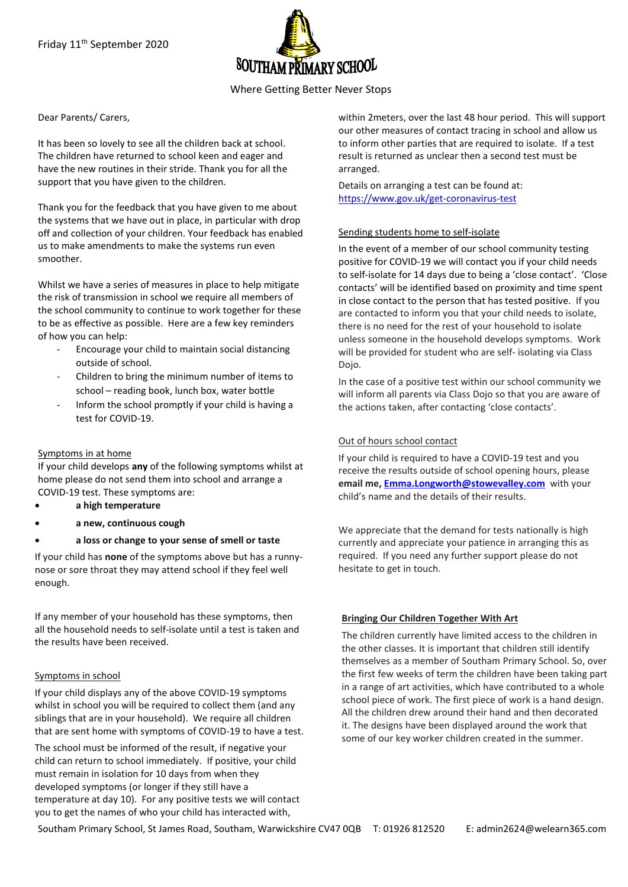Friday 11th September 2020

# SOUTHAM PRIMARY SCHOOL

Where Getting Better Never Stops

Dear Parents/ Carers,

It has been so lovely to see all the children back at school. The children have returned to school keen and eager and have the new routines in their stride. Thank you for all the support that you have given to the children.

Thank you for the feedback that you have given to me about the systems that we have out in place, in particular with drop off and collection of your children. Your feedback has enabled us to make amendments to make the systems run even smoother.

Whilst we have a series of measures in place to help mitigate the risk of transmission in school we require all members of the school community to continue to work together for these to be as effective as possible. Here are a few key reminders of how you can help:

- Encourage your child to maintain social distancing outside of school.
- Children to bring the minimum number of items to school – reading book, lunch box, water bottle
- Inform the school promptly if your child is having a test for COVID-19.

## Symptoms in at home

If your child develops **any** of the following symptoms whilst at home please do not send them into school and arrange a COVID-19 test. These symptoms are:

- **a high temperature**
- **a new, continuous cough**
- **a loss or change to your sense of smell or taste**

If your child has **none** of the symptoms above but has a runny-nose or sore throat they may attend school if they feel well enough.

If any member of your household has these symptoms, then all the household needs to self-isolate until a test is taken and the results have been received.

## Symptoms in school

If your child displays any of the above COVID-19 symptoms whilst in school you will be required to collect them (and any siblings that are in your household). We require all children that are sent home with symptoms of COVID-19 to have a test.

The school must be informed of the result, if negative your child can return to school immediately. If positive, your child must remain in isolation for 10 days from when they developed symptoms (or longer if they still have a temperature at day 10). For any positive tests we will contact you to get the names of who your child has interacted with, within 2meters, over the last 48 hour period. This will support our other measures of contact tracing in school and allow us to inform other parties that are required to isolate. If a test result is returned as unclear then a second test must be arranged.

Details on arranging a test can be found at: https://www.gov.uk/get-coronavirus-test

## Sending students home to self-isolate

In the event of a member of our school community testing positive for COVID-19 we will contact you if your child needs to self-isolate for 14 days due to being a 'close contact'. 'Close contacts' will be identified based on proximity and time spent in close contact to the person that has tested positive. If you are contacted to inform you that your child needs to isolate, there is no need for the rest of your household to isolate unless someone in the household develops symptoms. Work will be provided for student who are self- isolating via Class Dojo.

In the case of a positive test within our school community we will inform all parents via Class Dojo so that you are aware of the actions taken, after contacting 'close contacts'.

## Out of hours school contact

If your child is required to have a COVID-19 test and you receive the results outside of school opening hours, please **email me, Emma.Longworth@stowevalley.com** with your child's name and the details of their results.

We appreciate that the demand for tests nationally is high currently and appreciate your patience in arranging this as required. If you need any further support please do not hesitate to get in touch.

## Bringing Our Children Together With Art

The children currently have limited access to the children in the other classes. It is important that children still identify themselves as a member of Southam Primary School. So, over the first few weeks of term the children have been taking part in a range of art activities, which have contributed to a whole school piece of work. The first piece of work is a hand design. All the children drew around their hand and then decorated it. The designs have been displayed around the work that some of our key worker children created in the summer.

Southam Primary School, St James Road, Southam, Warwickshire CV47 0QB T: 01926 812520 E: admin2624@welearn365.com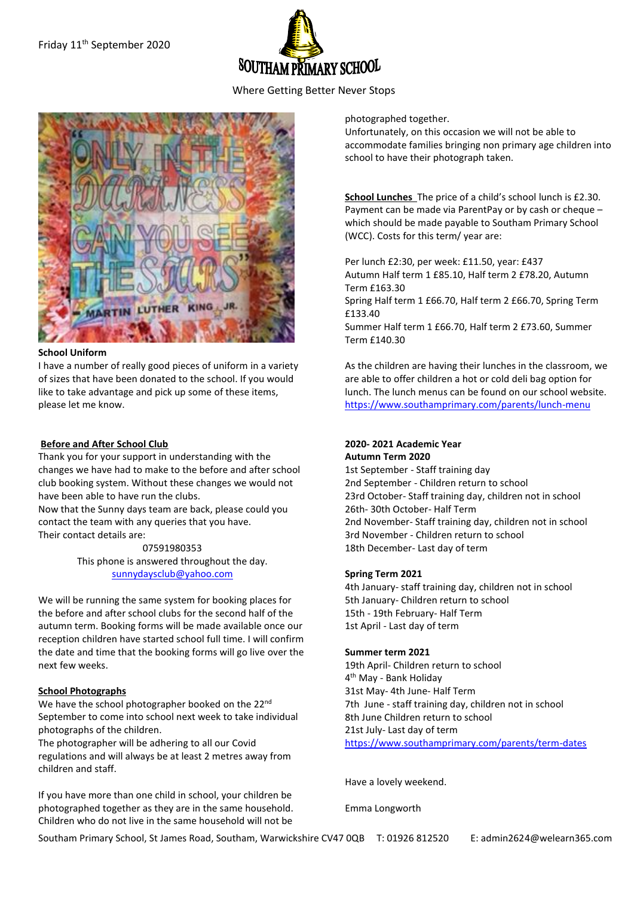Friday 11th September 2020

# SOUTHAM PRIMARY SCHOOL

Where Getting Better Never Stops

**School Uniform**

I have a number of really good pieces of uniform in a variety of sizes that have been donated to the school. If you would like to take advantage and pick up some of these items, please let me know.

**Before and After School Club**

Thank you for your support in understanding with the changes we have had to make to the before and after school club booking system. Without these changes we would not have been able to have run the clubs.

Now that the Sunny days team are back, please could you contact the team with any queries that you have.

Their contact details are:

07591980353

This phone is answered throughout the day.

sunnydaysclub@yahoo.com

We will be running the same system for booking places for the before and after school clubs for the second half of the autumn term. Booking forms will be made available once our reception children have started school full time. I will confirm the date and time that the booking forms will go live over the next few weeks.

**School Photographs**

We have the school photographer booked on the 22nd September to come into school next week to take individual photographs of the children.

The photographer will be adhering to all our Covid regulations and will always be at least 2 metres away from children and staff.

If you have more than one child in school, your children be photographed together as they are in the same household. Children who do not live in the same household will not be photographed together.

Unfortunately, on this occasion we will not be able to accommodate families bringing non primary age children into school to have their photograph taken.

**School Lunches** The price of a child's school lunch is £2.30. Payment can be made via ParentPay or by cash or cheque – which should be made payable to Southam Primary School (WCC). Costs for this term/ year are:

Per lunch £2:30, per week: £11.50, year: £437

Autumn Half term 1 £85.10, Half term 2 £78.20, Autumn Term £163.30

Spring Half term 1 £66.70, Half term 2 £66.70, Spring Term £133.40

Summer Half term 1 £66.70, Half term 2 £73.60, Summer Term £140.30

As the children are having their lunches in the classroom, we are able to offer children a hot or cold deli bag option for lunch. The lunch menus can be found on our school website. https://www.southamprimary.com/parents/lunch-menu

**2020- 2021 Academic Year**

**Autumn Term 2020**

1st September - Staff training day
2nd September - Children return to school
23rd October- Staff training day, children not in school
26th- 30th October- Half Term
2nd November- Staff training day, children not in school
3rd November - Children return to school
18th December- Last day of term

**Spring Term 2021**

4th January- staff training day, children not in school
5th January- Children return to school
15th - 19th February- Half Term
1st April - Last day of term

**Summer term 2021**

19th April- Children return to school
4th May - Bank Holiday
31st May- 4th June- Half Term
7th June - staff training day, children not in school
8th June Children return to school
21st July- Last day of term
https://www.southamprimary.com/parents/term-dates

Have a lovely weekend.

Emma Longworth

Southam Primary School, St James Road, Southam, Warwickshire CV47 0QB T: 01926 812520 E: admin2624@welearn365.com